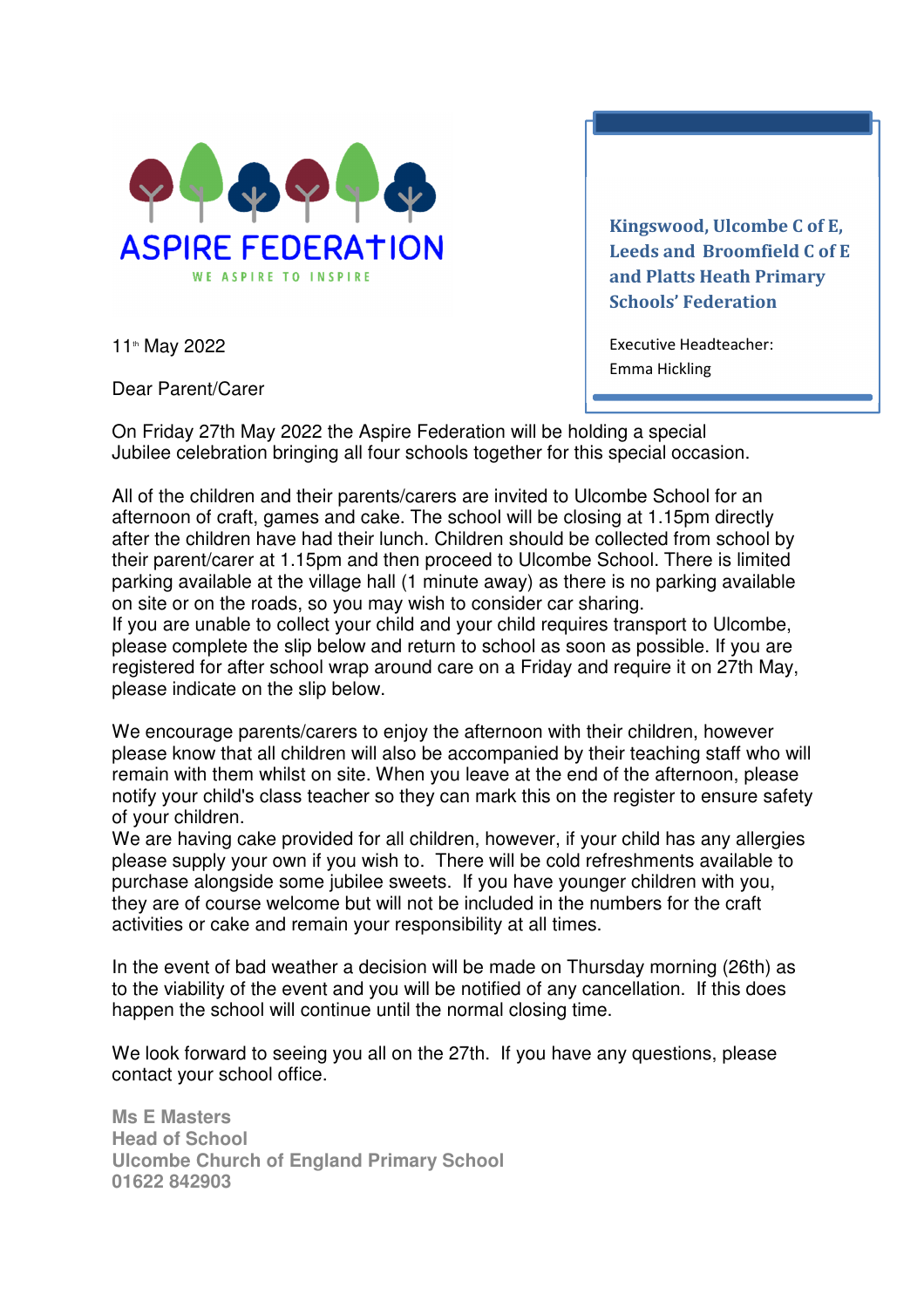ASPIRE FEDERATION

WE ASPIRE TO INSPIRE

**Kingswood, Ulcombe C of E, Leeds and Broomfield C of E and Platts Heath Primary Schools' Federation**

Executive Headteacher:
Emma Hickling

11th May 2022

Dear Parent/Carer

On Friday 27th May 2022 the Aspire Federation will be holding a special Jubilee celebration bringing all four schools together for this special occasion.

All of the children and their parents/carers are invited to Ulcombe School for an afternoon of craft, games and cake. The school will be closing at 1.15pm directly after the children have had their lunch. Children should be collected from school by their parent/carer at 1.15pm and then proceed to Ulcombe School. There is limited parking available at the village hall (1 minute away) as there is no parking available on site or on the roads, so you may wish to consider car sharing.
If you are unable to collect your child and your child requires transport to Ulcombe, please complete the slip below and return to school as soon as possible. If you are registered for after school wrap around care on a Friday and require it on 27th May, please indicate on the slip below.

We encourage parents/carers to enjoy the afternoon with their children, however please know that all children will also be accompanied by their teaching staff who will remain with them whilst on site. When you leave at the end of the afternoon, please notify your child's class teacher so they can mark this on the register to ensure safety of your children.
We are having cake provided for all children, however, if your child has any allergies please supply your own if you wish to. There will be cold refreshments available to purchase alongside some jubilee sweets. If you have younger children with you, they are of course welcome but will not be included in the numbers for the craft activities or cake and remain your responsibility at all times.

In the event of bad weather a decision will be made on Thursday morning (26th) as to the viability of the event and you will be notified of any cancellation. If this does happen the school will continue until the normal closing time.

We look forward to seeing you all on the 27th. If you have any questions, please contact your school office.

**Ms E Masters**
**Head of School**
**Ulcombe Church of England Primary School**
**01622 842903**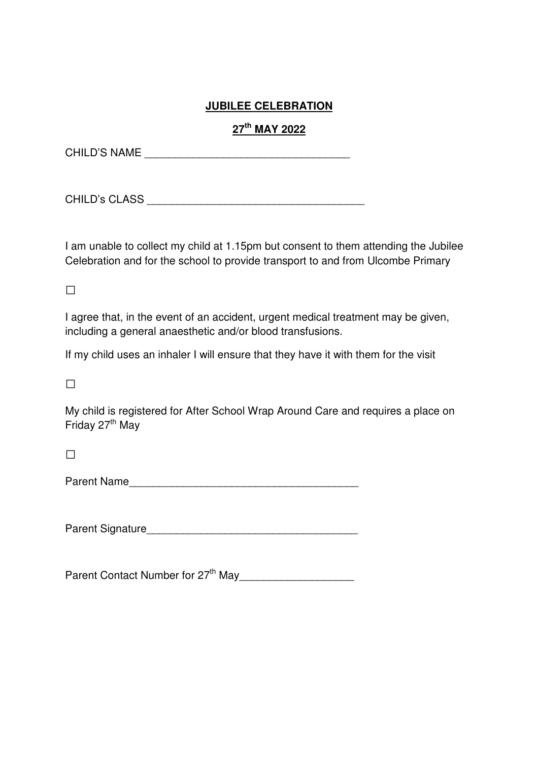**JUBILEE CELEBRATION**

**27th MAY 2022**

CHILD'S NAME ________________________________

CHILD's CLASS __________________________________

I am unable to collect my child at 1.15pm but consent to them attending the Jubilee Celebration and for the school to provide transport to and from Ulcombe Primary

☐

I agree that, in the event of an accident, urgent medical treatment may be given, including a general anaesthetic and/or blood transfusions.

If my child uses an inhaler I will ensure that they have it with them for the visit

☐

My child is registered for After School Wrap Around Care and requires a place on Friday 27th May

☐

Parent Name____________________________________

Parent Signature__________________________________

Parent Contact Number for 27th May__________________